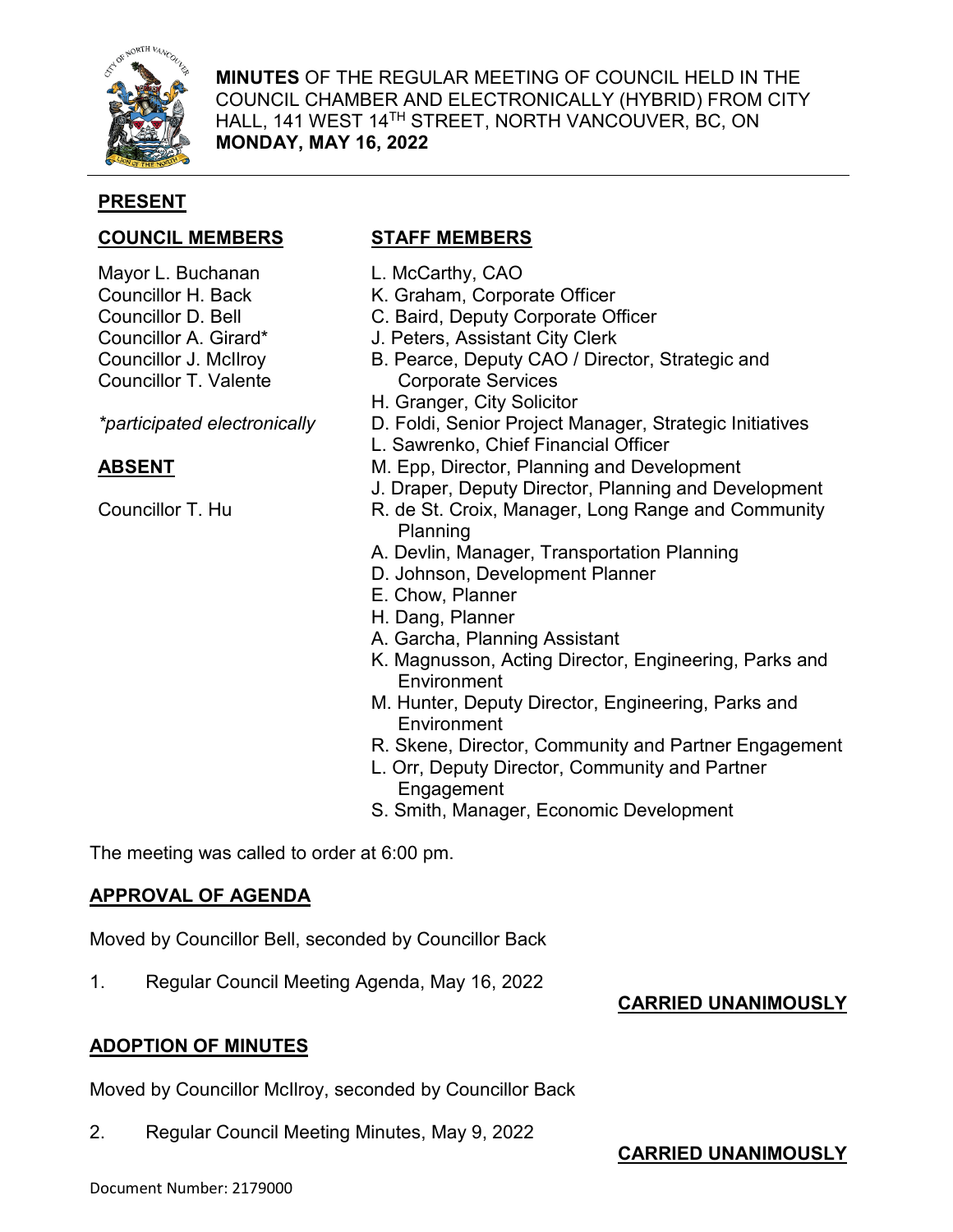**MINUTES** OF THE REGULAR MEETING OF COUNCIL HELD IN THE COUNCIL CHAMBER AND ELECTRONICALLY (HYBRID) FROM CITY HALL, 141 WEST 14TH STREET, NORTH VANCOUVER, BC, ON **MONDAY, MAY 16, 2022**

## PRESENT

**COUNCIL MEMBERS**

Mayor L. Buchanan
Councillor H. Back
Councillor D. Bell
Councillor A. Girard*
Councillor J. McIlroy
Councillor T. Valente

*\*participated electronically*

**ABSENT**

Councillor T. Hu

**STAFF MEMBERS**

L. McCarthy, CAO
K. Graham, Corporate Officer
C. Baird, Deputy Corporate Officer
J. Peters, Assistant City Clerk
B. Pearce, Deputy CAO / Director, Strategic and Corporate Services
H. Granger, City Solicitor
D. Foldi, Senior Project Manager, Strategic Initiatives
L. Sawrenko, Chief Financial Officer
M. Epp, Director, Planning and Development
J. Draper, Deputy Director, Planning and Development
R. de St. Croix, Manager, Long Range and Community Planning
A. Devlin, Manager, Transportation Planning
D. Johnson, Development Planner
E. Chow, Planner
H. Dang, Planner
A. Garcha, Planning Assistant
K. Magnusson, Acting Director, Engineering, Parks and Environment
M. Hunter, Deputy Director, Engineering, Parks and Environment
R. Skene, Director, Community and Partner Engagement
L. Orr, Deputy Director, Community and Partner Engagement
S. Smith, Manager, Economic Development

The meeting was called to order at 6:00 pm.

## APPROVAL OF AGENDA

Moved by Councillor Bell, seconded by Councillor Back

1. Regular Council Meeting Agenda, May 16, 2022

**CARRIED UNANIMOUSLY**

## ADOPTION OF MINUTES

Moved by Councillor McIlroy, seconded by Councillor Back

2. Regular Council Meeting Minutes, May 9, 2022

**CARRIED UNANIMOUSLY**

Document Number: 2179000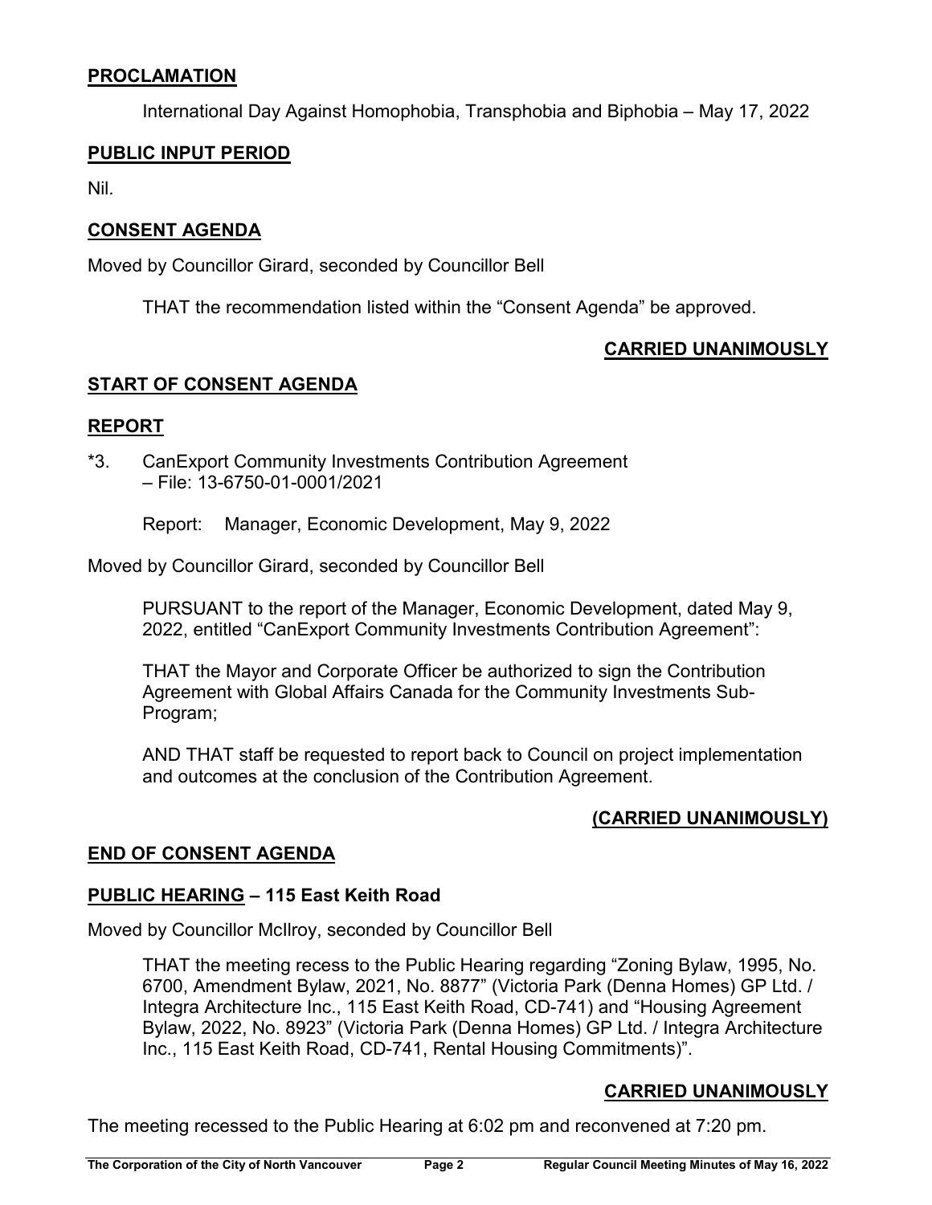## PROCLAMATION

International Day Against Homophobia, Transphobia and Biphobia – May 17, 2022

## PUBLIC INPUT PERIOD

Nil.

## CONSENT AGENDA

Moved by Councillor Girard, seconded by Councillor Bell

THAT the recommendation listed within the "Consent Agenda" be approved.

**CARRIED UNANIMOUSLY**

## START OF CONSENT AGENDA

## REPORT

*3. CanExport Community Investments Contribution Agreement
– File: 13-6750-01-0001/2021

Report: Manager, Economic Development, May 9, 2022

Moved by Councillor Girard, seconded by Councillor Bell

PURSUANT to the report of the Manager, Economic Development, dated May 9, 2022, entitled "CanExport Community Investments Contribution Agreement":

THAT the Mayor and Corporate Officer be authorized to sign the Contribution Agreement with Global Affairs Canada for the Community Investments Sub-Program;

AND THAT staff be requested to report back to Council on project implementation and outcomes at the conclusion of the Contribution Agreement.

**(CARRIED UNANIMOUSLY)**

## END OF CONSENT AGENDA

## PUBLIC HEARING – 115 East Keith Road

Moved by Councillor McIlroy, seconded by Councillor Bell

THAT the meeting recess to the Public Hearing regarding "Zoning Bylaw, 1995, No. 6700, Amendment Bylaw, 2021, No. 8877" (Victoria Park (Denna Homes) GP Ltd. / Integra Architecture Inc., 115 East Keith Road, CD-741) and "Housing Agreement Bylaw, 2022, No. 8923" (Victoria Park (Denna Homes) GP Ltd. / Integra Architecture Inc., 115 East Keith Road, CD-741, Rental Housing Commitments)".

**CARRIED UNANIMOUSLY**

The meeting recessed to the Public Hearing at 6:02 pm and reconvened at 7:20 pm.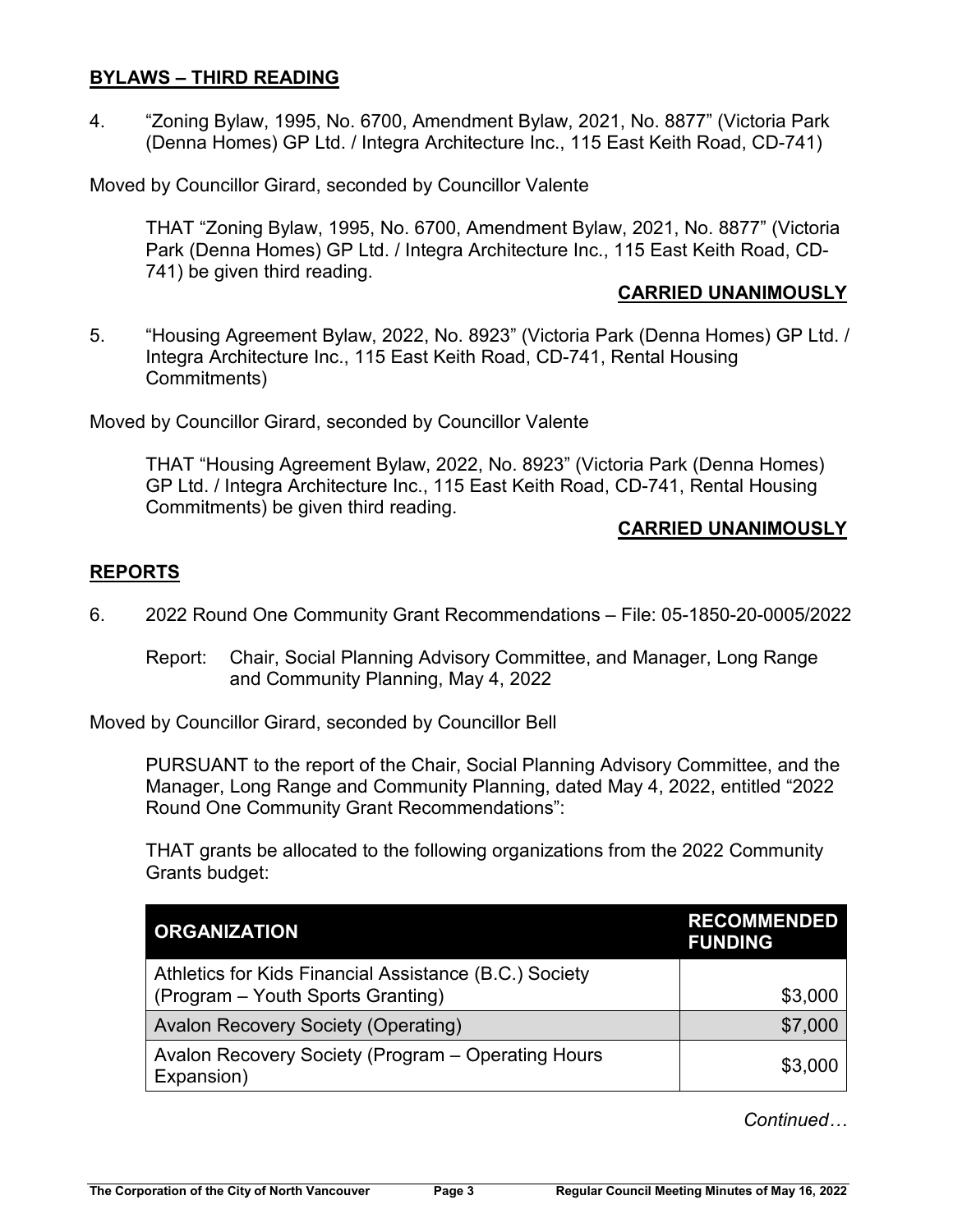## BYLAWS – THIRD READING

4. "Zoning Bylaw, 1995, No. 6700, Amendment Bylaw, 2021, No. 8877" (Victoria Park (Denna Homes) GP Ltd. / Integra Architecture Inc., 115 East Keith Road, CD-741)

Moved by Councillor Girard, seconded by Councillor Valente

THAT "Zoning Bylaw, 1995, No. 6700, Amendment Bylaw, 2021, No. 8877" (Victoria Park (Denna Homes) GP Ltd. / Integra Architecture Inc., 115 East Keith Road, CD-741) be given third reading.

**CARRIED UNANIMOUSLY**

5. "Housing Agreement Bylaw, 2022, No. 8923" (Victoria Park (Denna Homes) GP Ltd. / Integra Architecture Inc., 115 East Keith Road, CD-741, Rental Housing Commitments)

Moved by Councillor Girard, seconded by Councillor Valente

THAT "Housing Agreement Bylaw, 2022, No. 8923" (Victoria Park (Denna Homes) GP Ltd. / Integra Architecture Inc., 115 East Keith Road, CD-741, Rental Housing Commitments) be given third reading.

**CARRIED UNANIMOUSLY**

## REPORTS

6. 2022 Round One Community Grant Recommendations – File: 05-1850-20-0005/2022

   Report: Chair, Social Planning Advisory Committee, and Manager, Long Range and Community Planning, May 4, 2022

Moved by Councillor Girard, seconded by Councillor Bell

PURSUANT to the report of the Chair, Social Planning Advisory Committee, and the Manager, Long Range and Community Planning, dated May 4, 2022, entitled "2022 Round One Community Grant Recommendations":

THAT grants be allocated to the following organizations from the 2022 Community Grants budget:

| ORGANIZATION | RECOMMENDED FUNDING |
|---|---|
| Athletics for Kids Financial Assistance (B.C.) Society (Program – Youth Sports Granting) | $3,000 |
| Avalon Recovery Society (Operating) | $7,000 |
| Avalon Recovery Society (Program – Operating Hours Expansion) | $3,000 |

*Continued…*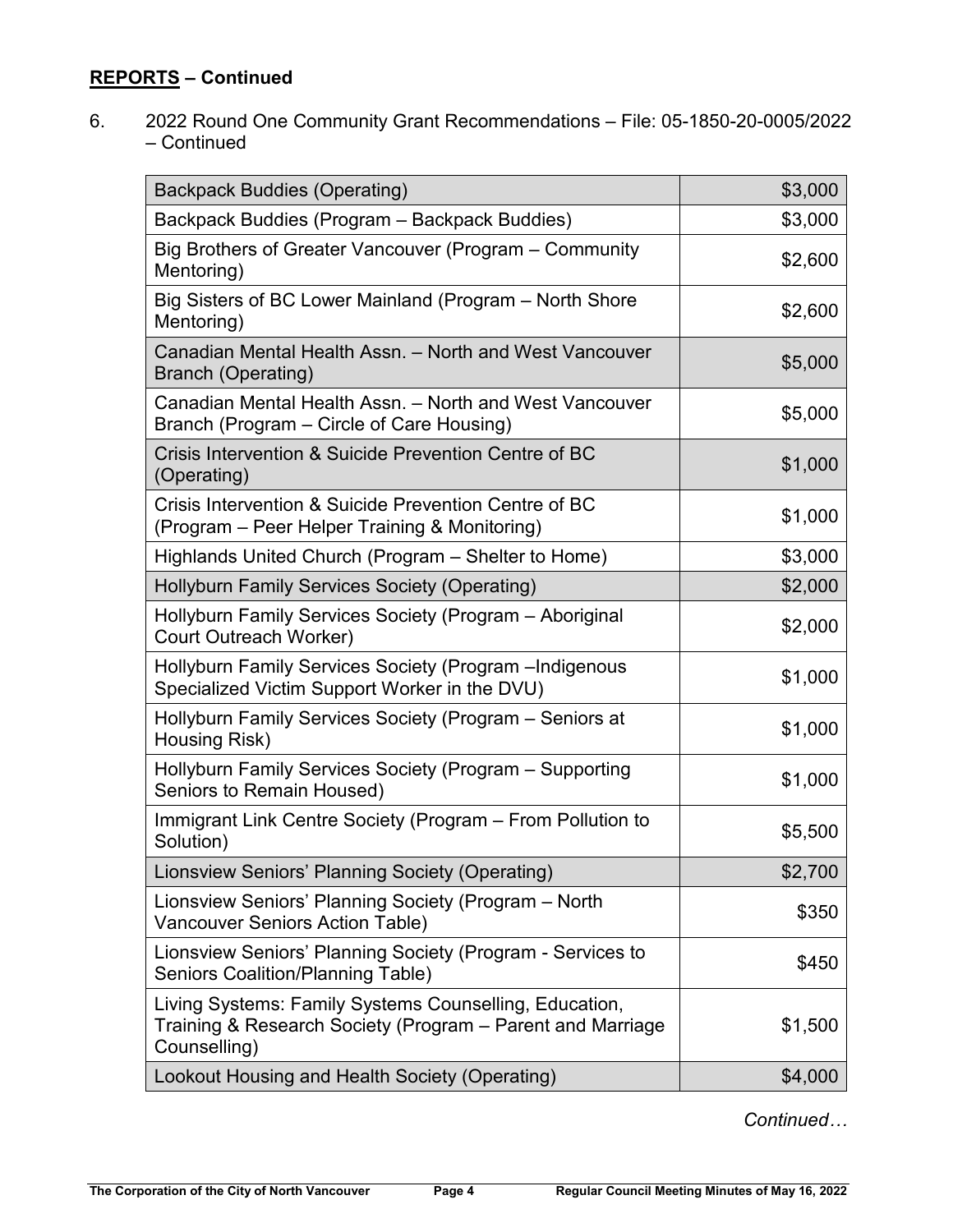## **REPORTS – Continued**

6. 2022 Round One Community Grant Recommendations – File: 05-1850-20-0005/2022 – Continued

| | |
|---|---:|
| Backpack Buddies (Operating) | $3,000 |
| Backpack Buddies (Program – Backpack Buddies) | $3,000 |
| Big Brothers of Greater Vancouver (Program – Community Mentoring) | $2,600 |
| Big Sisters of BC Lower Mainland (Program – North Shore Mentoring) | $2,600 |
| Canadian Mental Health Assn. – North and West Vancouver Branch (Operating) | $5,000 |
| Canadian Mental Health Assn. – North and West Vancouver Branch (Program – Circle of Care Housing) | $5,000 |
| Crisis Intervention & Suicide Prevention Centre of BC (Operating) | $1,000 |
| Crisis Intervention & Suicide Prevention Centre of BC (Program – Peer Helper Training & Monitoring) | $1,000 |
| Highlands United Church (Program – Shelter to Home) | $3,000 |
| Hollyburn Family Services Society (Operating) | $2,000 |
| Hollyburn Family Services Society (Program – Aboriginal Court Outreach Worker) | $2,000 |
| Hollyburn Family Services Society (Program –Indigenous Specialized Victim Support Worker in the DVU) | $1,000 |
| Hollyburn Family Services Society (Program – Seniors at Housing Risk) | $1,000 |
| Hollyburn Family Services Society (Program – Supporting Seniors to Remain Housed) | $1,000 |
| Immigrant Link Centre Society (Program – From Pollution to Solution) | $5,500 |
| Lionsview Seniors' Planning Society (Operating) | $2,700 |
| Lionsview Seniors' Planning Society (Program – North Vancouver Seniors Action Table) | $350 |
| Lionsview Seniors' Planning Society (Program - Services to Seniors Coalition/Planning Table) | $450 |
| Living Systems: Family Systems Counselling, Education, Training & Research Society (Program – Parent and Marriage Counselling) | $1,500 |
| Lookout Housing and Health Society (Operating) | $4,000 |

*Continued…*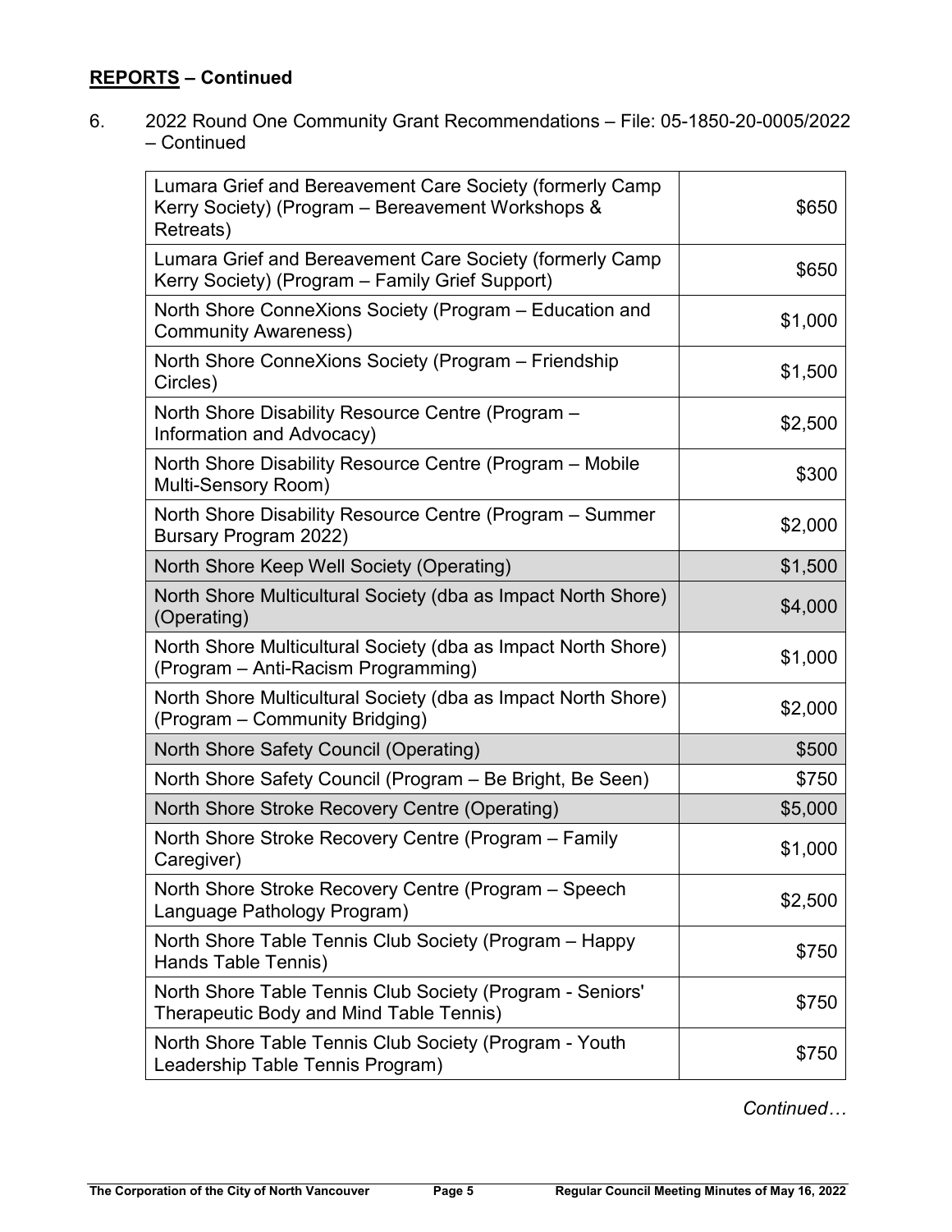## **REPORTS – Continued**

6. 2022 Round One Community Grant Recommendations – File: 05-1850-20-0005/2022 – Continued

| | |
|---|---:|
| Lumara Grief and Bereavement Care Society (formerly Camp Kerry Society) (Program – Bereavement Workshops & Retreats) | $650 |
| Lumara Grief and Bereavement Care Society (formerly Camp Kerry Society) (Program – Family Grief Support) | $650 |
| North Shore ConneXions Society (Program – Education and Community Awareness) | $1,000 |
| North Shore ConneXions Society (Program – Friendship Circles) | $1,500 |
| North Shore Disability Resource Centre (Program – Information and Advocacy) | $2,500 |
| North Shore Disability Resource Centre (Program – Mobile Multi-Sensory Room) | $300 |
| North Shore Disability Resource Centre (Program – Summer Bursary Program 2022) | $2,000 |
| North Shore Keep Well Society (Operating) | $1,500 |
| North Shore Multicultural Society (dba as Impact North Shore) (Operating) | $4,000 |
| North Shore Multicultural Society (dba as Impact North Shore) (Program – Anti-Racism Programming) | $1,000 |
| North Shore Multicultural Society (dba as Impact North Shore) (Program – Community Bridging) | $2,000 |
| North Shore Safety Council (Operating) | $500 |
| North Shore Safety Council (Program – Be Bright, Be Seen) | $750 |
| North Shore Stroke Recovery Centre (Operating) | $5,000 |
| North Shore Stroke Recovery Centre (Program – Family Caregiver) | $1,000 |
| North Shore Stroke Recovery Centre (Program – Speech Language Pathology Program) | $2,500 |
| North Shore Table Tennis Club Society (Program – Happy Hands Table Tennis) | $750 |
| North Shore Table Tennis Club Society (Program - Seniors' Therapeutic Body and Mind Table Tennis) | $750 |
| North Shore Table Tennis Club Society (Program - Youth Leadership Table Tennis Program) | $750 |

*Continued…*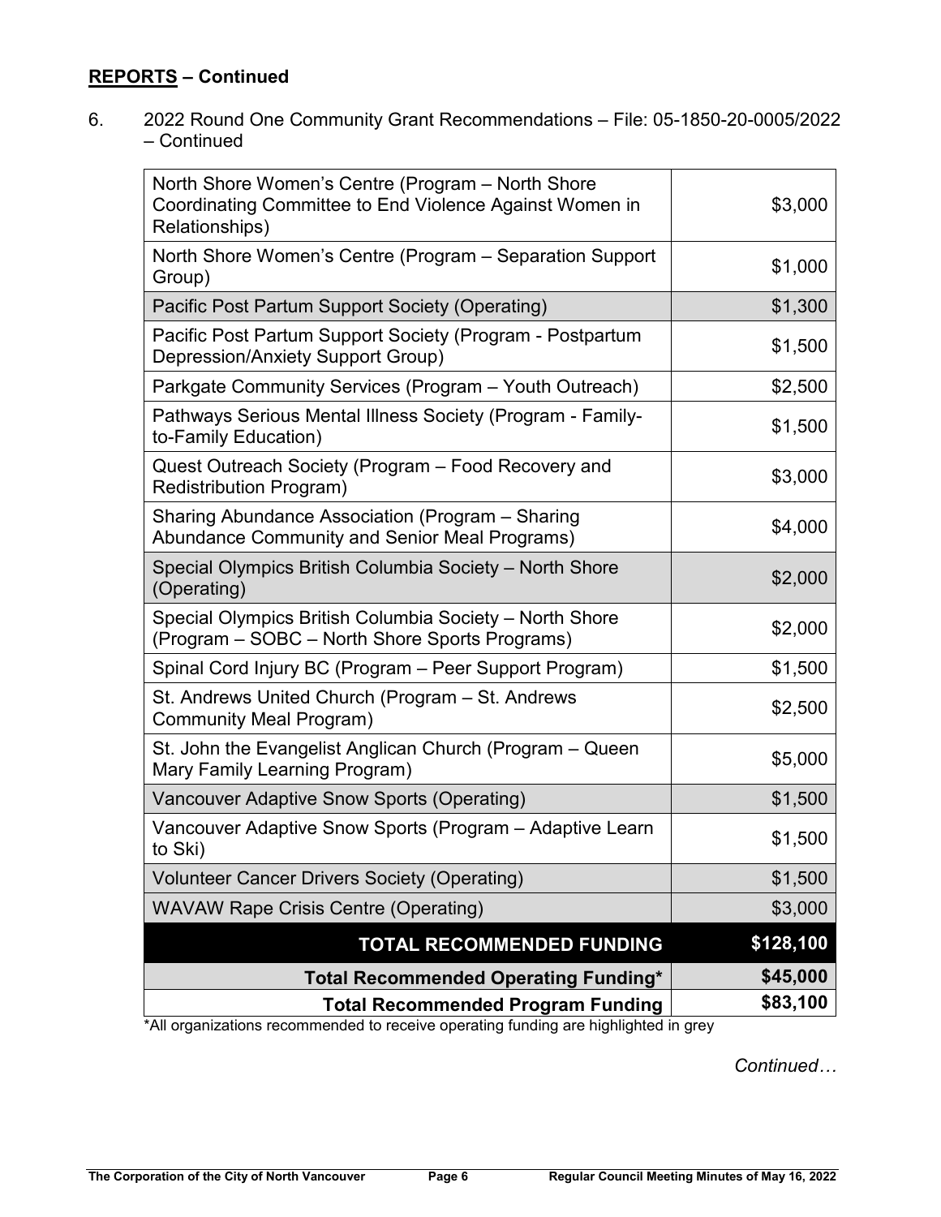## REPORTS – Continued

6. 2022 Round One Community Grant Recommendations – File: 05-1850-20-0005/2022 – Continued

| | |
|---|---|
| North Shore Women's Centre (Program – North Shore Coordinating Committee to End Violence Against Women in Relationships) | $3,000 |
| North Shore Women's Centre (Program – Separation Support Group) | $1,000 |
| Pacific Post Partum Support Society (Operating) | $1,300 |
| Pacific Post Partum Support Society (Program - Postpartum Depression/Anxiety Support Group) | $1,500 |
| Parkgate Community Services (Program – Youth Outreach) | $2,500 |
| Pathways Serious Mental Illness Society (Program - Family-to-Family Education) | $1,500 |
| Quest Outreach Society (Program – Food Recovery and Redistribution Program) | $3,000 |
| Sharing Abundance Association (Program – Sharing Abundance Community and Senior Meal Programs) | $4,000 |
| Special Olympics British Columbia Society – North Shore (Operating) | $2,000 |
| Special Olympics British Columbia Society – North Shore (Program – SOBC – North Shore Sports Programs) | $2,000 |
| Spinal Cord Injury BC (Program – Peer Support Program) | $1,500 |
| St. Andrews United Church (Program – St. Andrews Community Meal Program) | $2,500 |
| St. John the Evangelist Anglican Church (Program – Queen Mary Family Learning Program) | $5,000 |
| Vancouver Adaptive Snow Sports (Operating) | $1,500 |
| Vancouver Adaptive Snow Sports (Program – Adaptive Learn to Ski) | $1,500 |
| Volunteer Cancer Drivers Society (Operating) | $1,500 |
| WAVAW Rape Crisis Centre (Operating) | $3,000 |
| **TOTAL RECOMMENDED FUNDING** | **$128,100** |
| **Total Recommended Operating Funding*** | **$45,000** |
| **Total Recommended Program Funding** | **$83,100** |

*All organizations recommended to receive operating funding are highlighted in grey

*Continued…*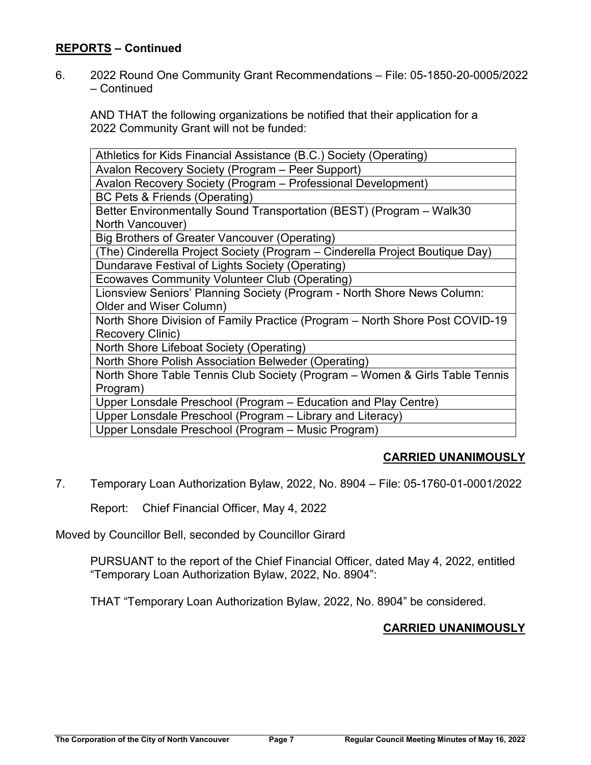## **REPORTS – Continued**

6. 2022 Round One Community Grant Recommendations – File: 05-1850-20-0005/2022 – Continued

AND THAT the following organizations be notified that their application for a 2022 Community Grant will not be funded:

| |
|---|
| Athletics for Kids Financial Assistance (B.C.) Society (Operating) |
| Avalon Recovery Society (Program – Peer Support) |
| Avalon Recovery Society (Program – Professional Development) |
| BC Pets & Friends (Operating) |
| Better Environmentally Sound Transportation (BEST) (Program – Walk30 North Vancouver) |
| Big Brothers of Greater Vancouver (Operating) |
| (The) Cinderella Project Society (Program – Cinderella Project Boutique Day) |
| Dundarave Festival of Lights Society (Operating) |
| Ecowaves Community Volunteer Club (Operating) |
| Lionsview Seniors' Planning Society (Program - North Shore News Column: Older and Wiser Column) |
| North Shore Division of Family Practice (Program – North Shore Post COVID-19 Recovery Clinic) |
| North Shore Lifeboat Society (Operating) |
| North Shore Polish Association Belweder (Operating) |
| North Shore Table Tennis Club Society (Program – Women & Girls Table Tennis Program) |
| Upper Lonsdale Preschool (Program – Education and Play Centre) |
| Upper Lonsdale Preschool (Program – Library and Literacy) |
| Upper Lonsdale Preschool (Program – Music Program) |

**CARRIED UNANIMOUSLY**

7. Temporary Loan Authorization Bylaw, 2022, No. 8904 – File: 05-1760-01-0001/2022

Report: Chief Financial Officer, May 4, 2022

Moved by Councillor Bell, seconded by Councillor Girard

PURSUANT to the report of the Chief Financial Officer, dated May 4, 2022, entitled "Temporary Loan Authorization Bylaw, 2022, No. 8904":

THAT "Temporary Loan Authorization Bylaw, 2022, No. 8904" be considered.

**CARRIED UNANIMOUSLY**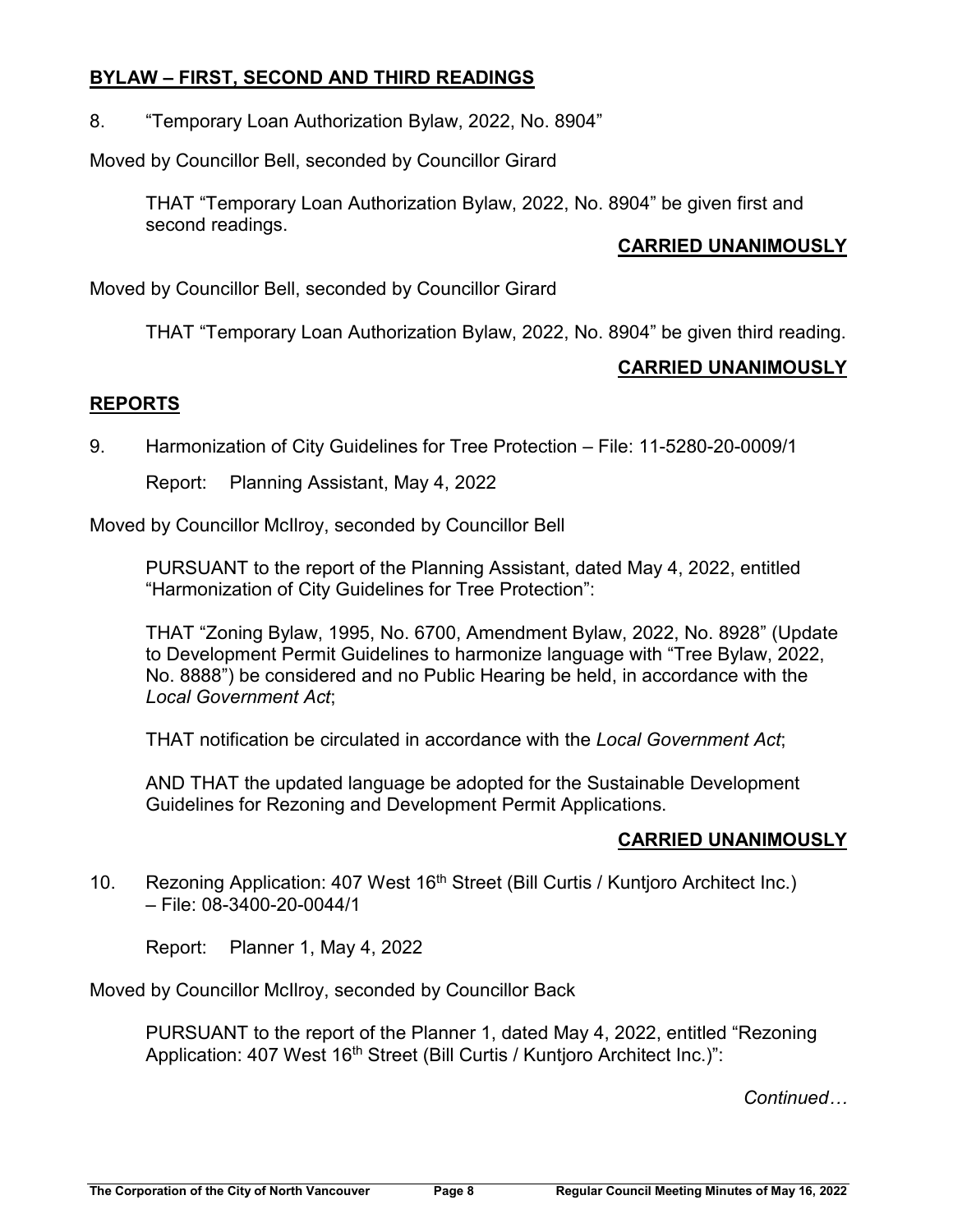## BYLAW – FIRST, SECOND AND THIRD READINGS

8. "Temporary Loan Authorization Bylaw, 2022, No. 8904"

Moved by Councillor Bell, seconded by Councillor Girard

> THAT "Temporary Loan Authorization Bylaw, 2022, No. 8904" be given first and second readings.

**CARRIED UNANIMOUSLY**

Moved by Councillor Bell, seconded by Councillor Girard

> THAT "Temporary Loan Authorization Bylaw, 2022, No. 8904" be given third reading.

**CARRIED UNANIMOUSLY**

## REPORTS

9. Harmonization of City Guidelines for Tree Protection – File: 11-5280-20-0009/1

   Report: Planning Assistant, May 4, 2022

Moved by Councillor McIlroy, seconded by Councillor Bell

> PURSUANT to the report of the Planning Assistant, dated May 4, 2022, entitled "Harmonization of City Guidelines for Tree Protection":
>
> THAT "Zoning Bylaw, 1995, No. 6700, Amendment Bylaw, 2022, No. 8928" (Update to Development Permit Guidelines to harmonize language with "Tree Bylaw, 2022, No. 8888") be considered and no Public Hearing be held, in accordance with the *Local Government Act*;
>
> THAT notification be circulated in accordance with the *Local Government Act*;
>
> AND THAT the updated language be adopted for the Sustainable Development Guidelines for Rezoning and Development Permit Applications.

**CARRIED UNANIMOUSLY**

10. Rezoning Application: 407 West 16th Street (Bill Curtis / Kuntjoro Architect Inc.) – File: 08-3400-20-0044/1

    Report: Planner 1, May 4, 2022

Moved by Councillor McIlroy, seconded by Councillor Back

> PURSUANT to the report of the Planner 1, dated May 4, 2022, entitled "Rezoning Application: 407 West 16th Street (Bill Curtis / Kuntjoro Architect Inc.)":

*Continued…*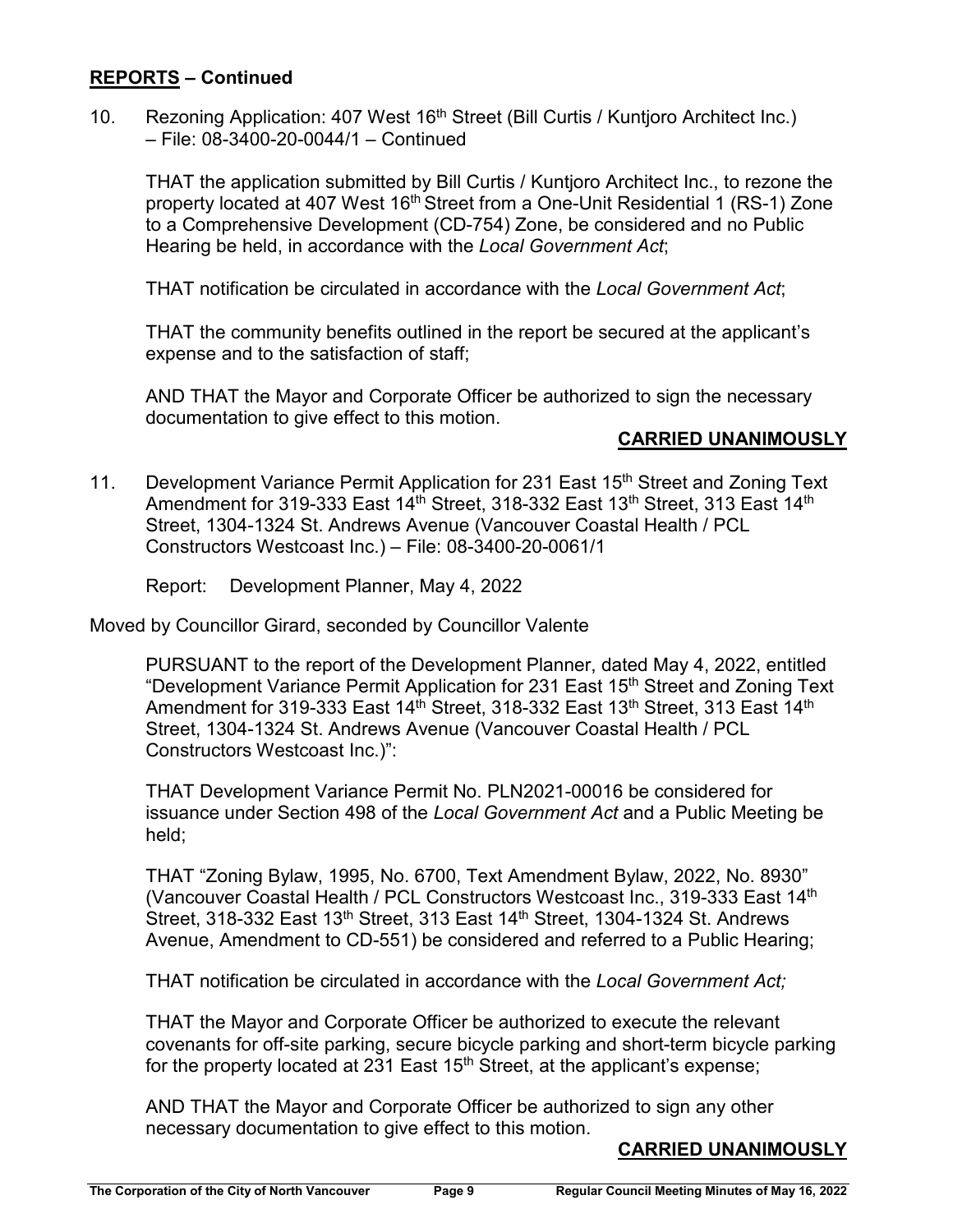## **REPORTS – Continued**

10. Rezoning Application: 407 West 16th Street (Bill Curtis / Kuntjoro Architect Inc.) – File: 08-3400-20-0044/1 – Continued

    THAT the application submitted by Bill Curtis / Kuntjoro Architect Inc., to rezone the property located at 407 West 16th Street from a One-Unit Residential 1 (RS-1) Zone to a Comprehensive Development (CD-754) Zone, be considered and no Public Hearing be held, in accordance with the *Local Government Act*;

    THAT notification be circulated in accordance with the *Local Government Act*;

    THAT the community benefits outlined in the report be secured at the applicant's expense and to the satisfaction of staff;

    AND THAT the Mayor and Corporate Officer be authorized to sign the necessary documentation to give effect to this motion.

    **CARRIED UNANIMOUSLY**

11. Development Variance Permit Application for 231 East 15th Street and Zoning Text Amendment for 319-333 East 14th Street, 318-332 East 13th Street, 313 East 14th Street, 1304-1324 St. Andrews Avenue (Vancouver Coastal Health / PCL Constructors Westcoast Inc.) – File: 08-3400-20-0061/1

    Report: Development Planner, May 4, 2022

Moved by Councillor Girard, seconded by Councillor Valente

PURSUANT to the report of the Development Planner, dated May 4, 2022, entitled "Development Variance Permit Application for 231 East 15th Street and Zoning Text Amendment for 319-333 East 14th Street, 318-332 East 13th Street, 313 East 14th Street, 1304-1324 St. Andrews Avenue (Vancouver Coastal Health / PCL Constructors Westcoast Inc.)":

THAT Development Variance Permit No. PLN2021-00016 be considered for issuance under Section 498 of the *Local Government Act* and a Public Meeting be held;

THAT "Zoning Bylaw, 1995, No. 6700, Text Amendment Bylaw, 2022, No. 8930" (Vancouver Coastal Health / PCL Constructors Westcoast Inc., 319-333 East 14th Street, 318-332 East 13th Street, 313 East 14th Street, 1304-1324 St. Andrews Avenue, Amendment to CD-551) be considered and referred to a Public Hearing;

THAT notification be circulated in accordance with the *Local Government Act;*

THAT the Mayor and Corporate Officer be authorized to execute the relevant covenants for off-site parking, secure bicycle parking and short-term bicycle parking for the property located at 231 East 15th Street, at the applicant's expense;

AND THAT the Mayor and Corporate Officer be authorized to sign any other necessary documentation to give effect to this motion.

**CARRIED UNANIMOUSLY**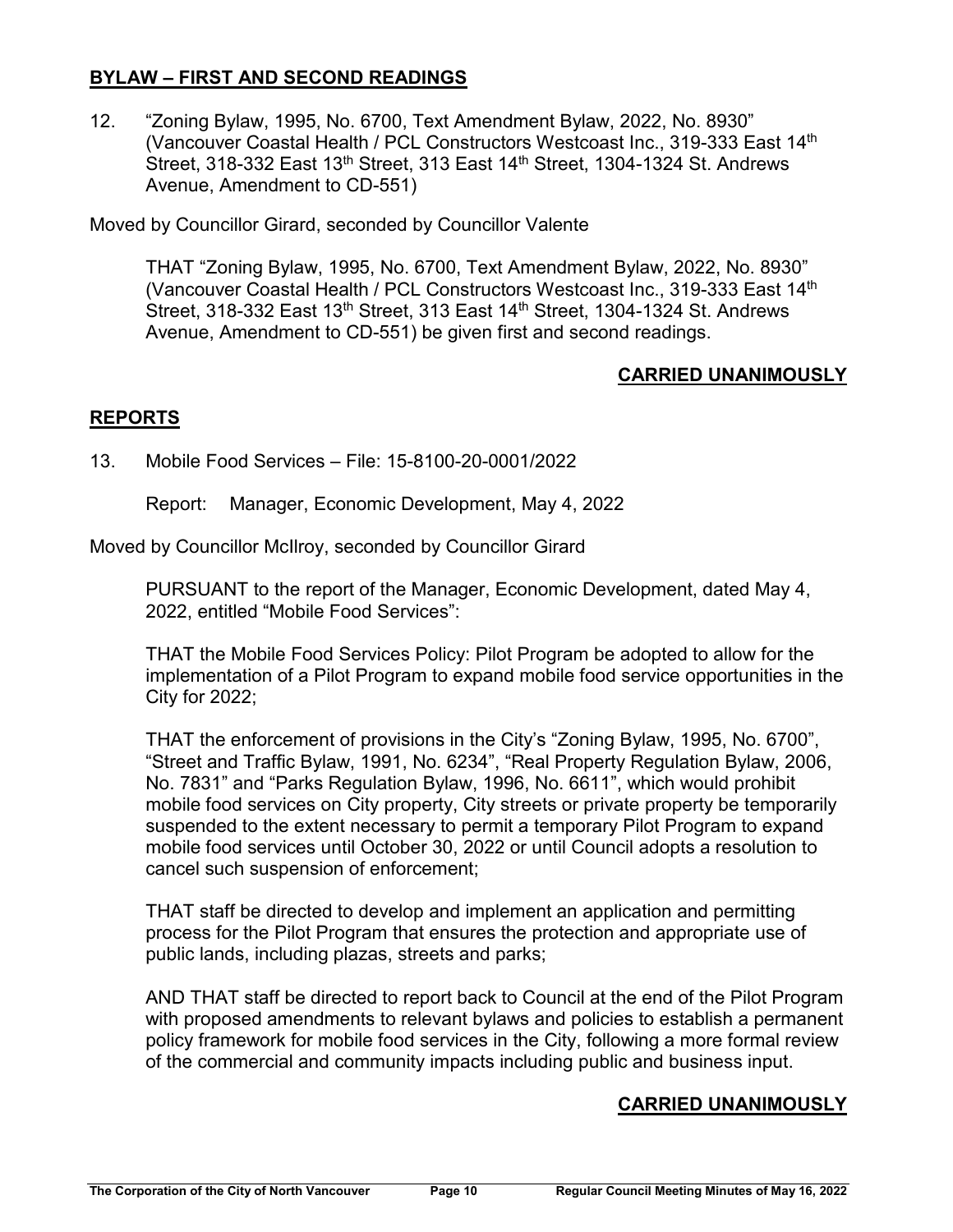## BYLAW – FIRST AND SECOND READINGS

12. "Zoning Bylaw, 1995, No. 6700, Text Amendment Bylaw, 2022, No. 8930" (Vancouver Coastal Health / PCL Constructors Westcoast Inc., 319-333 East 14th Street, 318-332 East 13th Street, 313 East 14th Street, 1304-1324 St. Andrews Avenue, Amendment to CD-551)

Moved by Councillor Girard, seconded by Councillor Valente

> THAT "Zoning Bylaw, 1995, No. 6700, Text Amendment Bylaw, 2022, No. 8930" (Vancouver Coastal Health / PCL Constructors Westcoast Inc., 319-333 East 14th Street, 318-332 East 13th Street, 313 East 14th Street, 1304-1324 St. Andrews Avenue, Amendment to CD-551) be given first and second readings.

**CARRIED UNANIMOUSLY**

## REPORTS

13. Mobile Food Services – File: 15-8100-20-0001/2022

    Report: Manager, Economic Development, May 4, 2022

Moved by Councillor McIlroy, seconded by Councillor Girard

> PURSUANT to the report of the Manager, Economic Development, dated May 4, 2022, entitled "Mobile Food Services":
>
> THAT the Mobile Food Services Policy: Pilot Program be adopted to allow for the implementation of a Pilot Program to expand mobile food service opportunities in the City for 2022;
>
> THAT the enforcement of provisions in the City's "Zoning Bylaw, 1995, No. 6700", "Street and Traffic Bylaw, 1991, No. 6234", "Real Property Regulation Bylaw, 2006, No. 7831" and "Parks Regulation Bylaw, 1996, No. 6611", which would prohibit mobile food services on City property, City streets or private property be temporarily suspended to the extent necessary to permit a temporary Pilot Program to expand mobile food services until October 30, 2022 or until Council adopts a resolution to cancel such suspension of enforcement;
>
> THAT staff be directed to develop and implement an application and permitting process for the Pilot Program that ensures the protection and appropriate use of public lands, including plazas, streets and parks;
>
> AND THAT staff be directed to report back to Council at the end of the Pilot Program with proposed amendments to relevant bylaws and policies to establish a permanent policy framework for mobile food services in the City, following a more formal review of the commercial and community impacts including public and business input.

**CARRIED UNANIMOUSLY**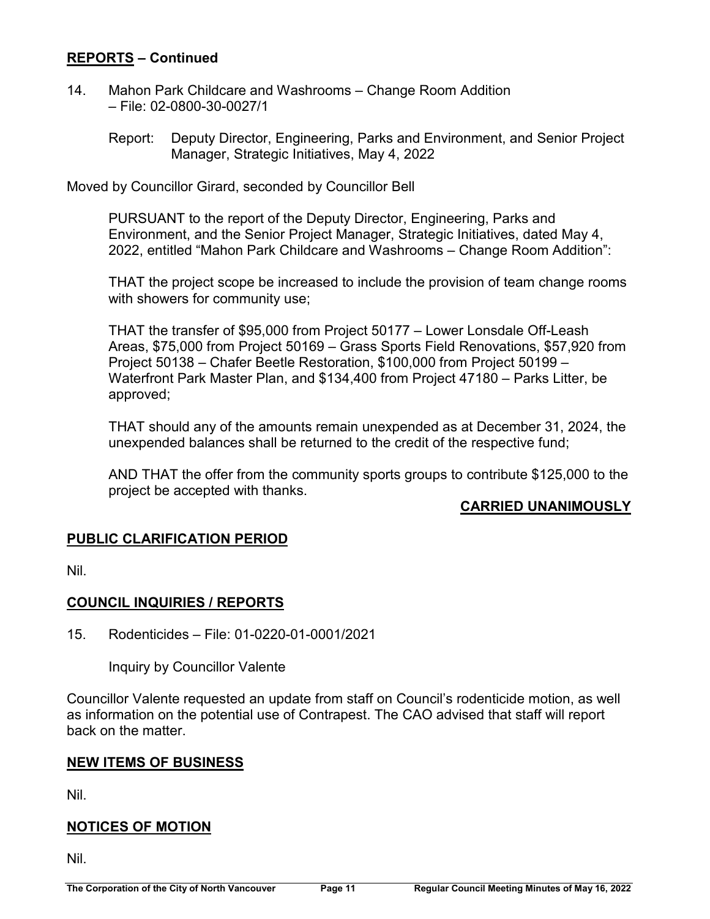## REPORTS – Continued

14. Mahon Park Childcare and Washrooms – Change Room Addition – File: 02-0800-30-0027/1

    Report: Deputy Director, Engineering, Parks and Environment, and Senior Project Manager, Strategic Initiatives, May 4, 2022

Moved by Councillor Girard, seconded by Councillor Bell

> PURSUANT to the report of the Deputy Director, Engineering, Parks and Environment, and the Senior Project Manager, Strategic Initiatives, dated May 4, 2022, entitled "Mahon Park Childcare and Washrooms – Change Room Addition":
>
> THAT the project scope be increased to include the provision of team change rooms with showers for community use;
>
> THAT the transfer of $95,000 from Project 50177 – Lower Lonsdale Off-Leash Areas, $75,000 from Project 50169 – Grass Sports Field Renovations, $57,920 from Project 50138 – Chafer Beetle Restoration, $100,000 from Project 50199 – Waterfront Park Master Plan, and $134,400 from Project 47180 – Parks Litter, be approved;
>
> THAT should any of the amounts remain unexpended as at December 31, 2024, the unexpended balances shall be returned to the credit of the respective fund;
>
> AND THAT the offer from the community sports groups to contribute $125,000 to the project be accepted with thanks.

**CARRIED UNANIMOUSLY**

## PUBLIC CLARIFICATION PERIOD

Nil.

## COUNCIL INQUIRIES / REPORTS

15. Rodenticides – File: 01-0220-01-0001/2021

    Inquiry by Councillor Valente

Councillor Valente requested an update from staff on Council's rodenticide motion, as well as information on the potential use of Contrapest. The CAO advised that staff will report back on the matter.

## NEW ITEMS OF BUSINESS

Nil.

## NOTICES OF MOTION

Nil.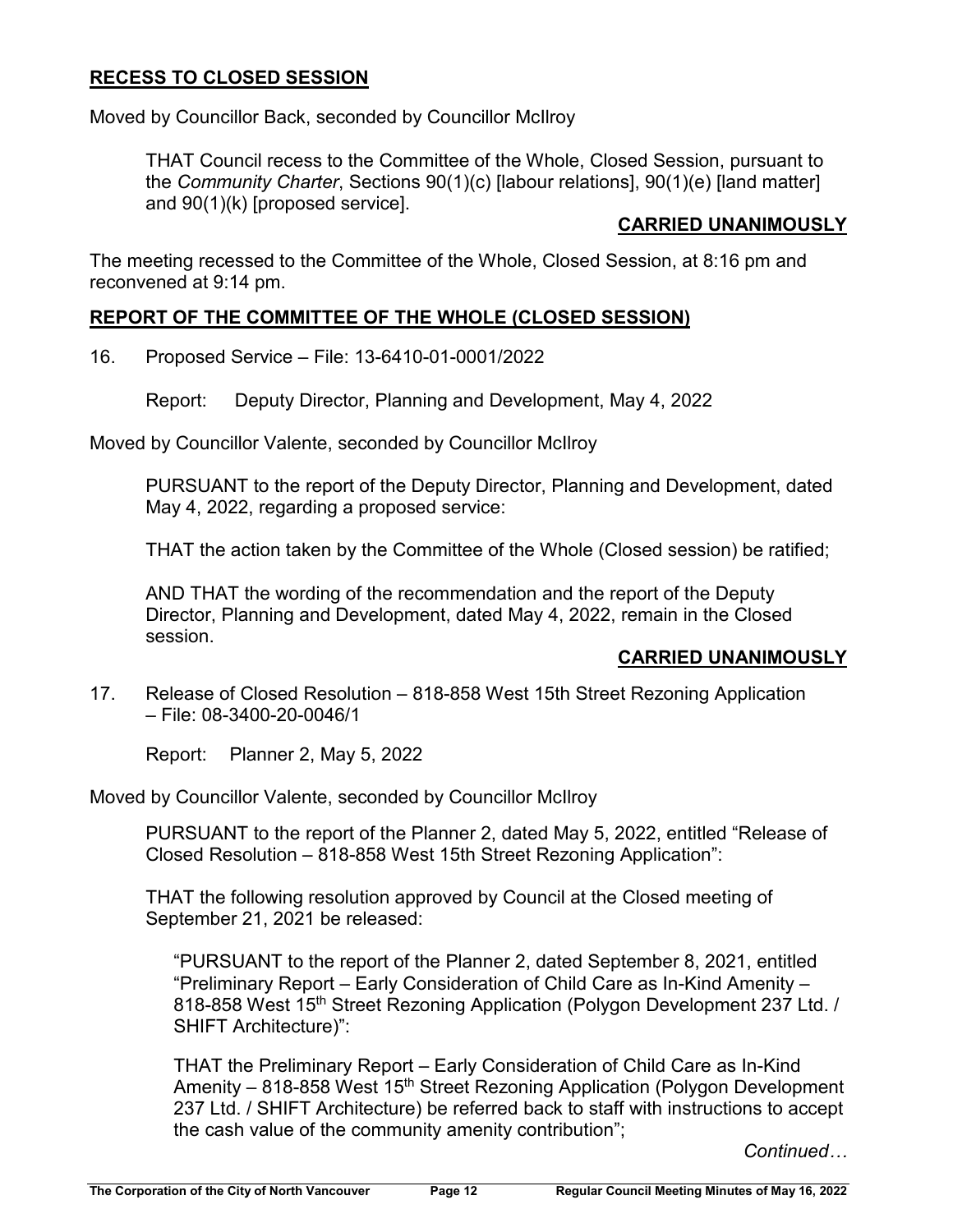## **RECESS TO CLOSED SESSION**

Moved by Councillor Back, seconded by Councillor McIlroy

> THAT Council recess to the Committee of the Whole, Closed Session, pursuant to the *Community Charter*, Sections 90(1)(c) [labour relations], 90(1)(e) [land matter] and 90(1)(k) [proposed service].

**CARRIED UNANIMOUSLY**

The meeting recessed to the Committee of the Whole, Closed Session, at 8:16 pm and reconvened at 9:14 pm.

## **REPORT OF THE COMMITTEE OF THE WHOLE (CLOSED SESSION)**

16. Proposed Service – File: 13-6410-01-0001/2022

    Report: Deputy Director, Planning and Development, May 4, 2022

Moved by Councillor Valente, seconded by Councillor McIlroy

> PURSUANT to the report of the Deputy Director, Planning and Development, dated May 4, 2022, regarding a proposed service:
>
> THAT the action taken by the Committee of the Whole (Closed session) be ratified;
>
> AND THAT the wording of the recommendation and the report of the Deputy Director, Planning and Development, dated May 4, 2022, remain in the Closed session.

**CARRIED UNANIMOUSLY**

17. Release of Closed Resolution – 818-858 West 15th Street Rezoning Application – File: 08-3400-20-0046/1

    Report: Planner 2, May 5, 2022

Moved by Councillor Valente, seconded by Councillor McIlroy

> PURSUANT to the report of the Planner 2, dated May 5, 2022, entitled "Release of Closed Resolution – 818-858 West 15th Street Rezoning Application":
>
> THAT the following resolution approved by Council at the Closed meeting of September 21, 2021 be released:
>
> > "PURSUANT to the report of the Planner 2, dated September 8, 2021, entitled "Preliminary Report – Early Consideration of Child Care as In-Kind Amenity – 818-858 West 15th Street Rezoning Application (Polygon Development 237 Ltd. / SHIFT Architecture)":
> >
> > THAT the Preliminary Report – Early Consideration of Child Care as In-Kind Amenity – 818-858 West 15th Street Rezoning Application (Polygon Development 237 Ltd. / SHIFT Architecture) be referred back to staff with instructions to accept the cash value of the community amenity contribution";

*Continued…*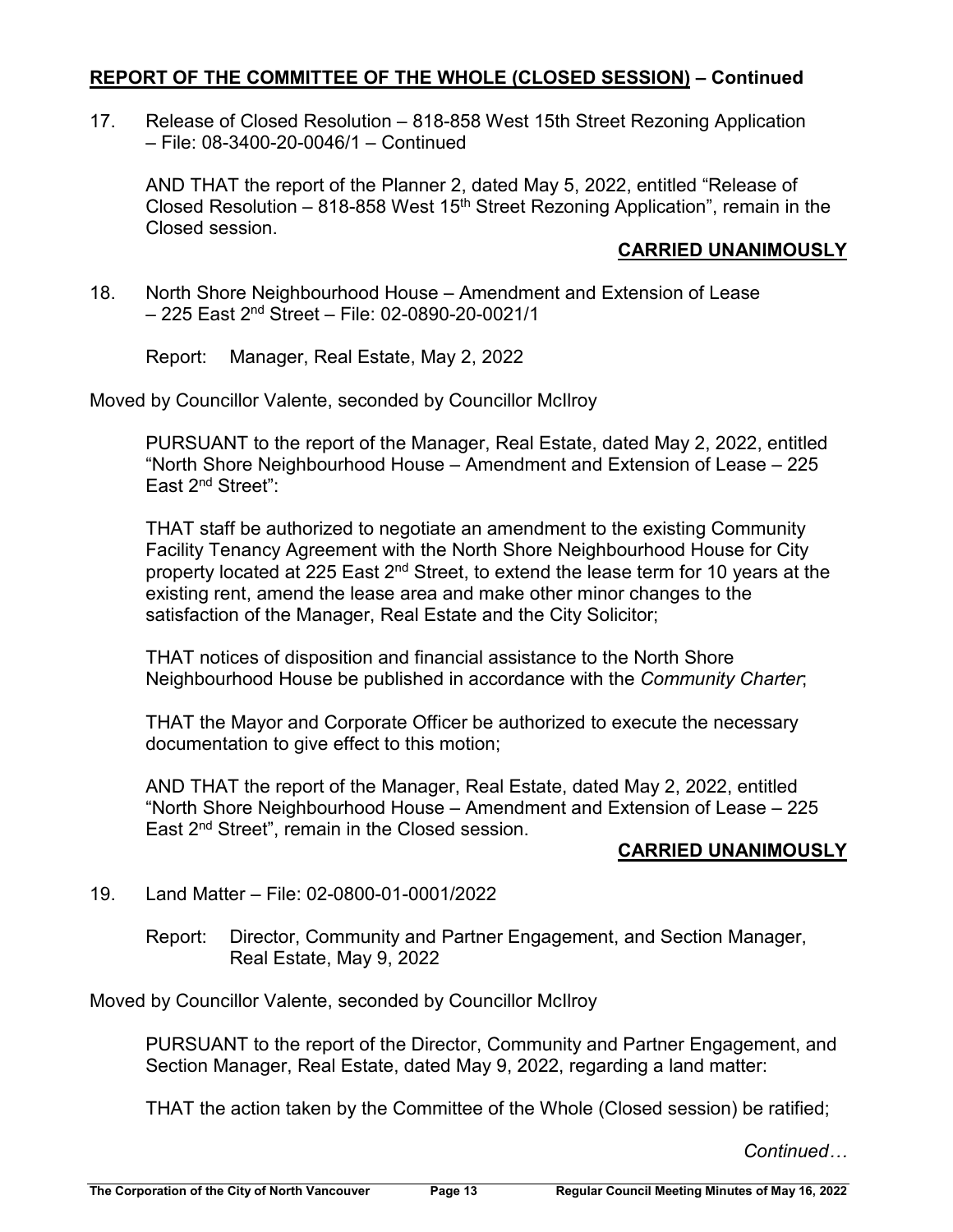## REPORT OF THE COMMITTEE OF THE WHOLE (CLOSED SESSION) – Continued

17. Release of Closed Resolution – 818-858 West 15th Street Rezoning Application – File: 08-3400-20-0046/1 – Continued

AND THAT the report of the Planner 2, dated May 5, 2022, entitled "Release of Closed Resolution – 818-858 West 15th Street Rezoning Application", remain in the Closed session.

**CARRIED UNANIMOUSLY**

18. North Shore Neighbourhood House – Amendment and Extension of Lease – 225 East 2nd Street – File: 02-0890-20-0021/1

Report: Manager, Real Estate, May 2, 2022

Moved by Councillor Valente, seconded by Councillor McIlroy

PURSUANT to the report of the Manager, Real Estate, dated May 2, 2022, entitled "North Shore Neighbourhood House – Amendment and Extension of Lease – 225 East 2nd Street":

THAT staff be authorized to negotiate an amendment to the existing Community Facility Tenancy Agreement with the North Shore Neighbourhood House for City property located at 225 East 2nd Street, to extend the lease term for 10 years at the existing rent, amend the lease area and make other minor changes to the satisfaction of the Manager, Real Estate and the City Solicitor;

THAT notices of disposition and financial assistance to the North Shore Neighbourhood House be published in accordance with the *Community Charter*;

THAT the Mayor and Corporate Officer be authorized to execute the necessary documentation to give effect to this motion;

AND THAT the report of the Manager, Real Estate, dated May 2, 2022, entitled "North Shore Neighbourhood House – Amendment and Extension of Lease – 225 East 2nd Street", remain in the Closed session.

**CARRIED UNANIMOUSLY**

19. Land Matter – File: 02-0800-01-0001/2022

Report: Director, Community and Partner Engagement, and Section Manager, Real Estate, May 9, 2022

Moved by Councillor Valente, seconded by Councillor McIlroy

PURSUANT to the report of the Director, Community and Partner Engagement, and Section Manager, Real Estate, dated May 9, 2022, regarding a land matter:

THAT the action taken by the Committee of the Whole (Closed session) be ratified;

*Continued…*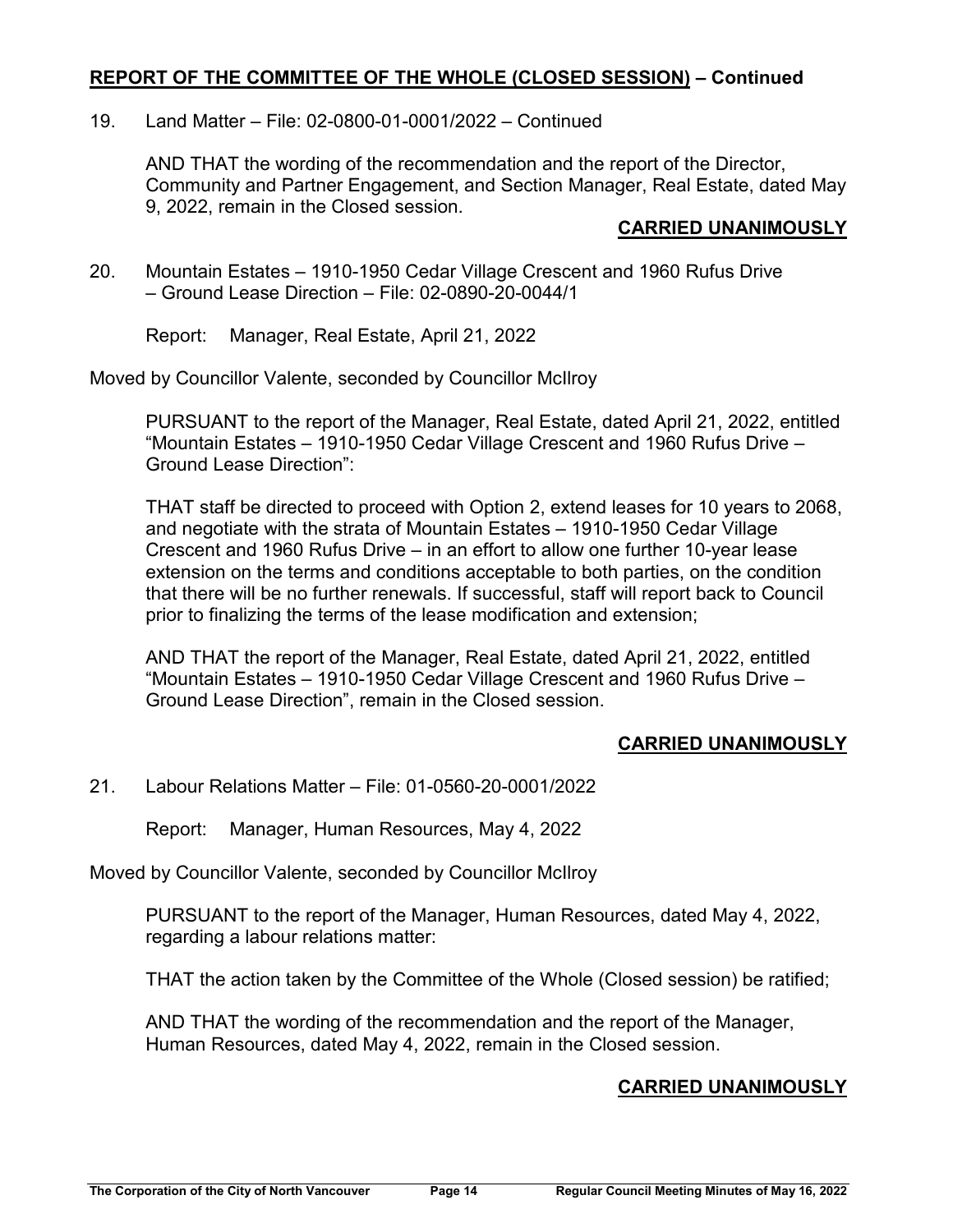## REPORT OF THE COMMITTEE OF THE WHOLE (CLOSED SESSION) – Continued

19. Land Matter – File: 02-0800-01-0001/2022 – Continued

AND THAT the wording of the recommendation and the report of the Director, Community and Partner Engagement, and Section Manager, Real Estate, dated May 9, 2022, remain in the Closed session.

**CARRIED UNANIMOUSLY**

20. Mountain Estates – 1910-1950 Cedar Village Crescent and 1960 Rufus Drive – Ground Lease Direction – File: 02-0890-20-0044/1

Report: Manager, Real Estate, April 21, 2022

Moved by Councillor Valente, seconded by Councillor McIlroy

PURSUANT to the report of the Manager, Real Estate, dated April 21, 2022, entitled "Mountain Estates – 1910-1950 Cedar Village Crescent and 1960 Rufus Drive – Ground Lease Direction":

THAT staff be directed to proceed with Option 2, extend leases for 10 years to 2068, and negotiate with the strata of Mountain Estates – 1910-1950 Cedar Village Crescent and 1960 Rufus Drive – in an effort to allow one further 10-year lease extension on the terms and conditions acceptable to both parties, on the condition that there will be no further renewals. If successful, staff will report back to Council prior to finalizing the terms of the lease modification and extension;

AND THAT the report of the Manager, Real Estate, dated April 21, 2022, entitled "Mountain Estates – 1910-1950 Cedar Village Crescent and 1960 Rufus Drive – Ground Lease Direction", remain in the Closed session.

**CARRIED UNANIMOUSLY**

21. Labour Relations Matter – File: 01-0560-20-0001/2022

Report: Manager, Human Resources, May 4, 2022

Moved by Councillor Valente, seconded by Councillor McIlroy

PURSUANT to the report of the Manager, Human Resources, dated May 4, 2022, regarding a labour relations matter:

THAT the action taken by the Committee of the Whole (Closed session) be ratified;

AND THAT the wording of the recommendation and the report of the Manager, Human Resources, dated May 4, 2022, remain in the Closed session.

**CARRIED UNANIMOUSLY**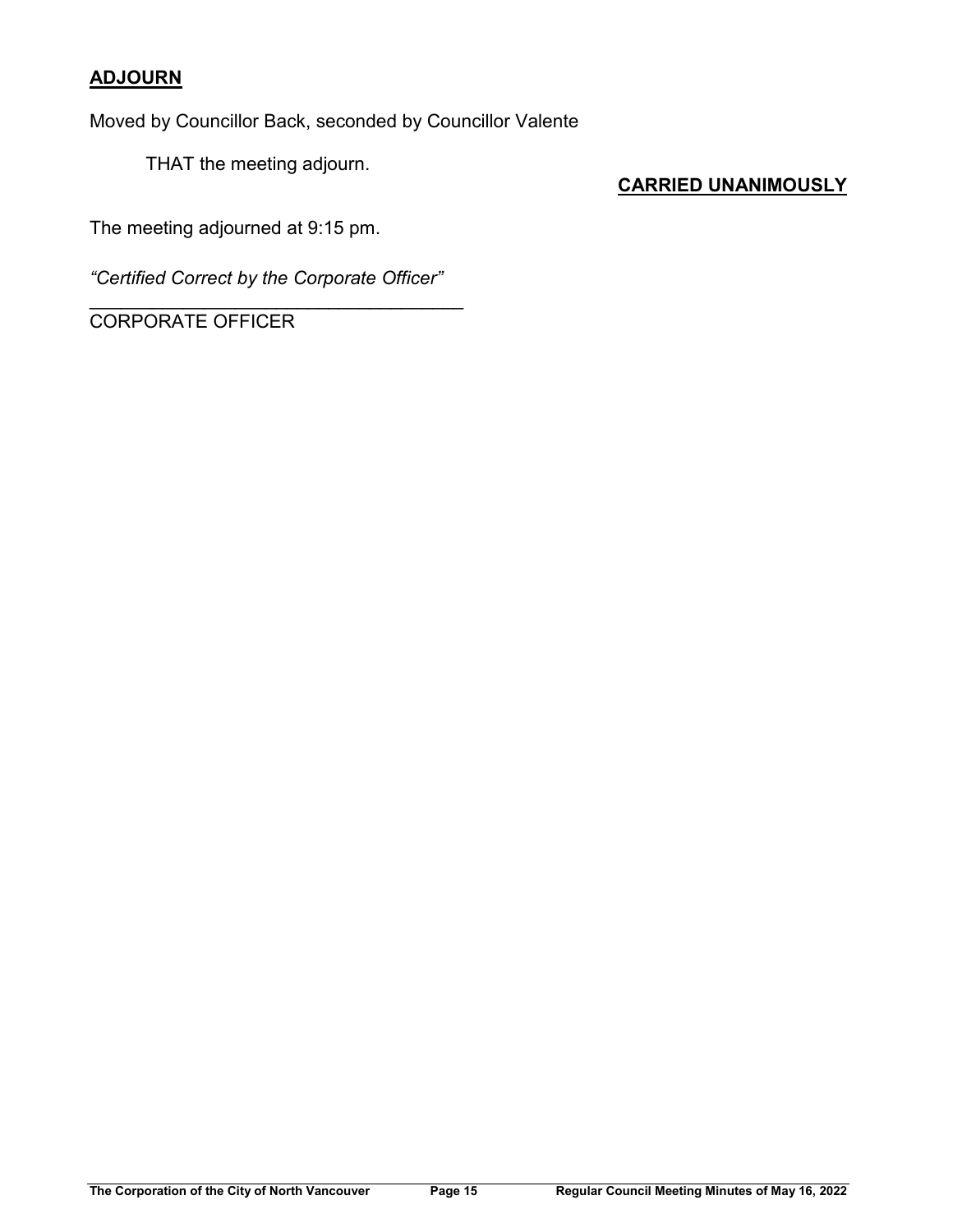## ADJOURN

Moved by Councillor Back, seconded by Councillor Valente

THAT the meeting adjourn.

**CARRIED UNANIMOUSLY**

The meeting adjourned at 9:15 pm.

*"Certified Correct by the Corporate Officer"*

_____________________________________
CORPORATE OFFICER